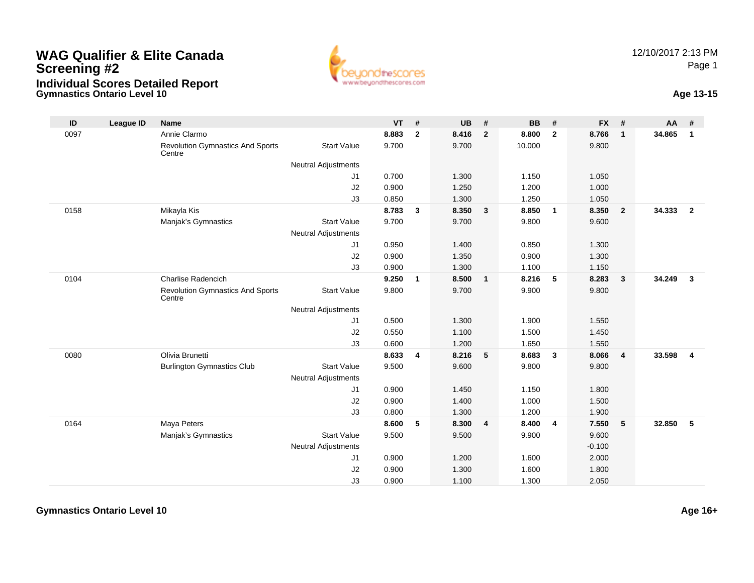# WAG Qualifier & Elite Canada Screening #2

## Individual Scores Detailed Report

### Gymnastics Ontario Level 10

12/10/2017 2:13 PM

**Age 13-15**

| ID | League ID | Name | | VT | # | UB | # | BB | # | FX | # | AA | # |
|---|---|---|---|---|---|---|---|---|---|---|---|---|---|
| 0097 | | Annie Clarmo | | **8.883** | **2** | **8.416** | **2** | **8.800** | **2** | **8.766** | **1** | **34.865** | **1** |
| | | Revolution Gymnastics And Sports Centre | Start Value | 9.700 | | 9.700 | | 10.000 | | 9.800 | | | |
| | | | Neutral Adjustments | | | | | | | | | | |
| | | | J1 | 0.700 | | 1.300 | | 1.150 | | 1.050 | | | |
| | | | J2 | 0.900 | | 1.250 | | 1.200 | | 1.000 | | | |
| | | | J3 | 0.850 | | 1.300 | | 1.250 | | 1.050 | | | |
| 0158 | | Mikayla Kis | | **8.783** | **3** | **8.350** | **3** | **8.850** | **1** | **8.350** | **2** | **34.333** | **2** |
| | | Manjak's Gymnastics | Start Value | 9.700 | | 9.700 | | 9.800 | | 9.600 | | | |
| | | | Neutral Adjustments | | | | | | | | | | |
| | | | J1 | 0.950 | | 1.400 | | 0.850 | | 1.300 | | | |
| | | | J2 | 0.900 | | 1.350 | | 0.900 | | 1.300 | | | |
| | | | J3 | 0.900 | | 1.300 | | 1.100 | | 1.150 | | | |
| 0104 | | Charlise Radencich | | **9.250** | **1** | **8.500** | **1** | **8.216** | **5** | **8.283** | **3** | **34.249** | **3** |
| | | Revolution Gymnastics And Sports Centre | Start Value | 9.800 | | 9.700 | | 9.900 | | 9.800 | | | |
| | | | Neutral Adjustments | | | | | | | | | | |
| | | | J1 | 0.500 | | 1.300 | | 1.900 | | 1.550 | | | |
| | | | J2 | 0.550 | | 1.100 | | 1.500 | | 1.450 | | | |
| | | | J3 | 0.600 | | 1.200 | | 1.650 | | 1.550 | | | |
| 0080 | | Olivia Brunetti | | **8.633** | **4** | **8.216** | **5** | **8.683** | **3** | **8.066** | **4** | **33.598** | **4** |
| | | Burlington Gymnastics Club | Start Value | 9.500 | | 9.600 | | 9.800 | | 9.800 | | | |
| | | | Neutral Adjustments | | | | | | | | | | |
| | | | J1 | 0.900 | | 1.450 | | 1.150 | | 1.800 | | | |
| | | | J2 | 0.900 | | 1.400 | | 1.000 | | 1.500 | | | |
| | | | J3 | 0.800 | | 1.300 | | 1.200 | | 1.900 | | | |
| 0164 | | Maya Peters | | **8.600** | **5** | **8.300** | **4** | **8.400** | **4** | **7.550** | **5** | **32.850** | **5** |
| | | Manjak's Gymnastics | Start Value | 9.500 | | 9.500 | | 9.900 | | 9.600 | | | |
| | | | Neutral Adjustments | | | | | | | -0.100 | | | |
| | | | J1 | 0.900 | | 1.200 | | 1.600 | | 2.000 | | | |
| | | | J2 | 0.900 | | 1.300 | | 1.600 | | 1.800 | | | |
| | | | J3 | 0.900 | | 1.100 | | 1.300 | | 2.050 | | | |

### Gymnastics Ontario Level 10

**Age 16+**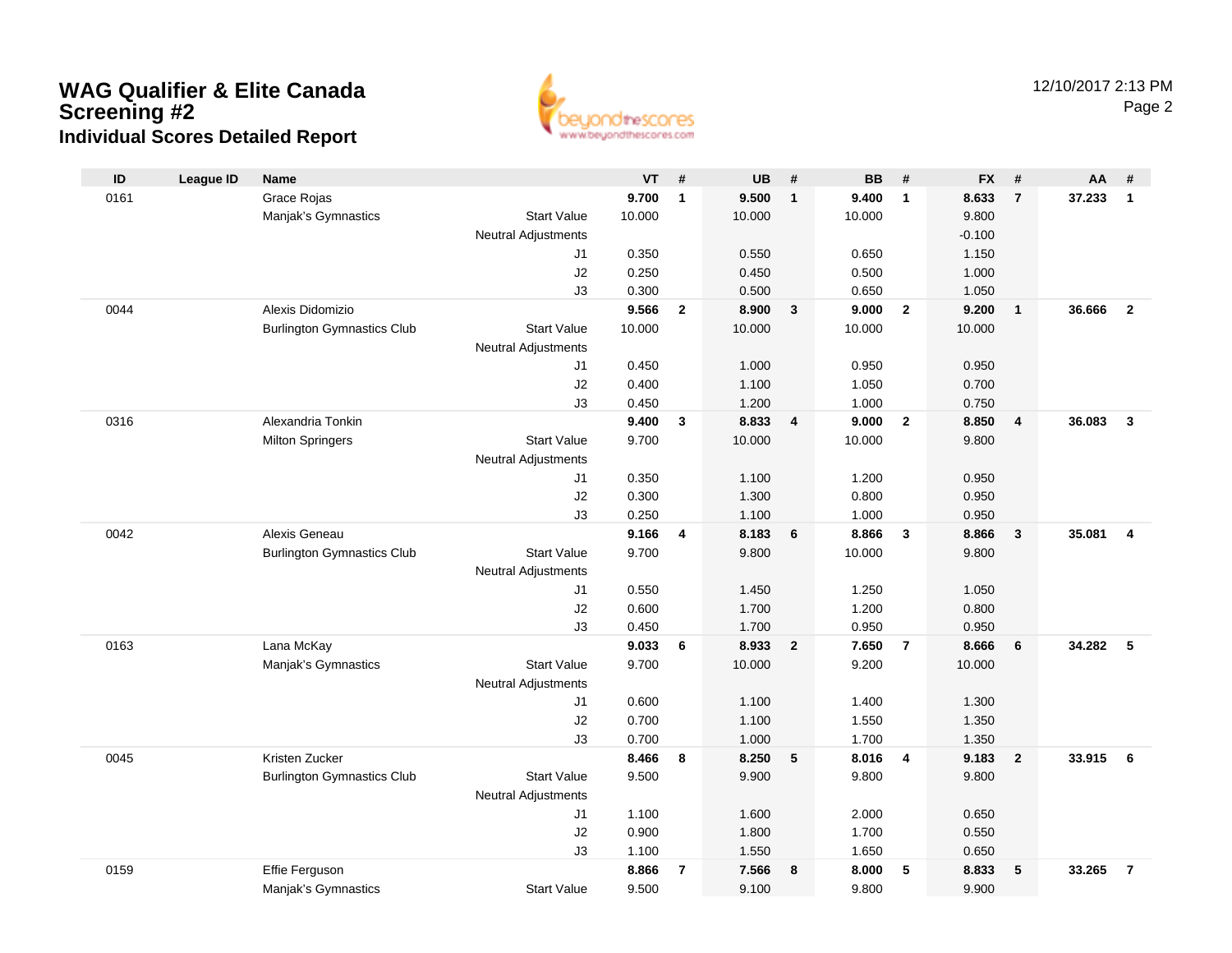# WAG Qualifier & Elite Canada Screening #2

## Individual Scores Detailed Report

12/10/2017 2:13 PM

| ID | League ID | Name | | VT | # | UB | # | BB | # | FX | # | AA | # |
|---|---|---|---|---|---|---|---|---|---|---|---|---|---|
| 0161 | | Grace Rojas | | **9.700** | **1** | **9.500** | **1** | **9.400** | **1** | **8.633** | **7** | **37.233** | **1** |
| | | Manjak's Gymnastics | Start Value | 10.000 | | 10.000 | | 10.000 | | 9.800 | | | |
| | | | Neutral Adjustments | | | | | | | -0.100 | | | |
| | | | J1 | 0.350 | | 0.550 | | 0.650 | | 1.150 | | | |
| | | | J2 | 0.250 | | 0.450 | | 0.500 | | 1.000 | | | |
| | | | J3 | 0.300 | | 0.500 | | 0.650 | | 1.050 | | | |
| 0044 | | Alexis Didomizio | | **9.566** | **2** | **8.900** | **3** | **9.000** | **2** | **9.200** | **1** | **36.666** | **2** |
| | | Burlington Gymnastics Club | Start Value | 10.000 | | 10.000 | | 10.000 | | 10.000 | | | |
| | | | Neutral Adjustments | | | | | | | | | | |
| | | | J1 | 0.450 | | 1.000 | | 0.950 | | 0.950 | | | |
| | | | J2 | 0.400 | | 1.100 | | 1.050 | | 0.700 | | | |
| | | | J3 | 0.450 | | 1.200 | | 1.000 | | 0.750 | | | |
| 0316 | | Alexandria Tonkin | | **9.400** | **3** | **8.833** | **4** | **9.000** | **2** | **8.850** | **4** | **36.083** | **3** |
| | | Milton Springers | Start Value | 9.700 | | 10.000 | | 10.000 | | 9.800 | | | |
| | | | Neutral Adjustments | | | | | | | | | | |
| | | | J1 | 0.350 | | 1.100 | | 1.200 | | 0.950 | | | |
| | | | J2 | 0.300 | | 1.300 | | 0.800 | | 0.950 | | | |
| | | | J3 | 0.250 | | 1.100 | | 1.000 | | 0.950 | | | |
| 0042 | | Alexis Geneau | | **9.166** | **4** | **8.183** | **6** | **8.866** | **3** | **8.866** | **3** | **35.081** | **4** |
| | | Burlington Gymnastics Club | Start Value | 9.700 | | 9.800 | | 10.000 | | 9.800 | | | |
| | | | Neutral Adjustments | | | | | | | | | | |
| | | | J1 | 0.550 | | 1.450 | | 1.250 | | 1.050 | | | |
| | | | J2 | 0.600 | | 1.700 | | 1.200 | | 0.800 | | | |
| | | | J3 | 0.450 | | 1.700 | | 0.950 | | 0.950 | | | |
| 0163 | | Lana McKay | | **9.033** | **6** | **8.933** | **2** | **7.650** | **7** | **8.666** | **6** | **34.282** | **5** |
| | | Manjak's Gymnastics | Start Value | 9.700 | | 10.000 | | 9.200 | | 10.000 | | | |
| | | | Neutral Adjustments | | | | | | | | | | |
| | | | J1 | 0.600 | | 1.100 | | 1.400 | | 1.300 | | | |
| | | | J2 | 0.700 | | 1.100 | | 1.550 | | 1.350 | | | |
| | | | J3 | 0.700 | | 1.000 | | 1.700 | | 1.350 | | | |
| 0045 | | Kristen Zucker | | **8.466** | **8** | **8.250** | **5** | **8.016** | **4** | **9.183** | **2** | **33.915** | **6** |
| | | Burlington Gymnastics Club | Start Value | 9.500 | | 9.900 | | 9.800 | | 9.800 | | | |
| | | | Neutral Adjustments | | | | | | | | | | |
| | | | J1 | 1.100 | | 1.600 | | 2.000 | | 0.650 | | | |
| | | | J2 | 0.900 | | 1.800 | | 1.700 | | 0.550 | | | |
| | | | J3 | 1.100 | | 1.550 | | 1.650 | | 0.650 | | | |
| 0159 | | Effie Ferguson | | **8.866** | **7** | **7.566** | **8** | **8.000** | **5** | **8.833** | **5** | **33.265** | **7** |
| | | Manjak's Gymnastics | Start Value | 9.500 | | 9.100 | | 9.800 | | 9.900 | | | |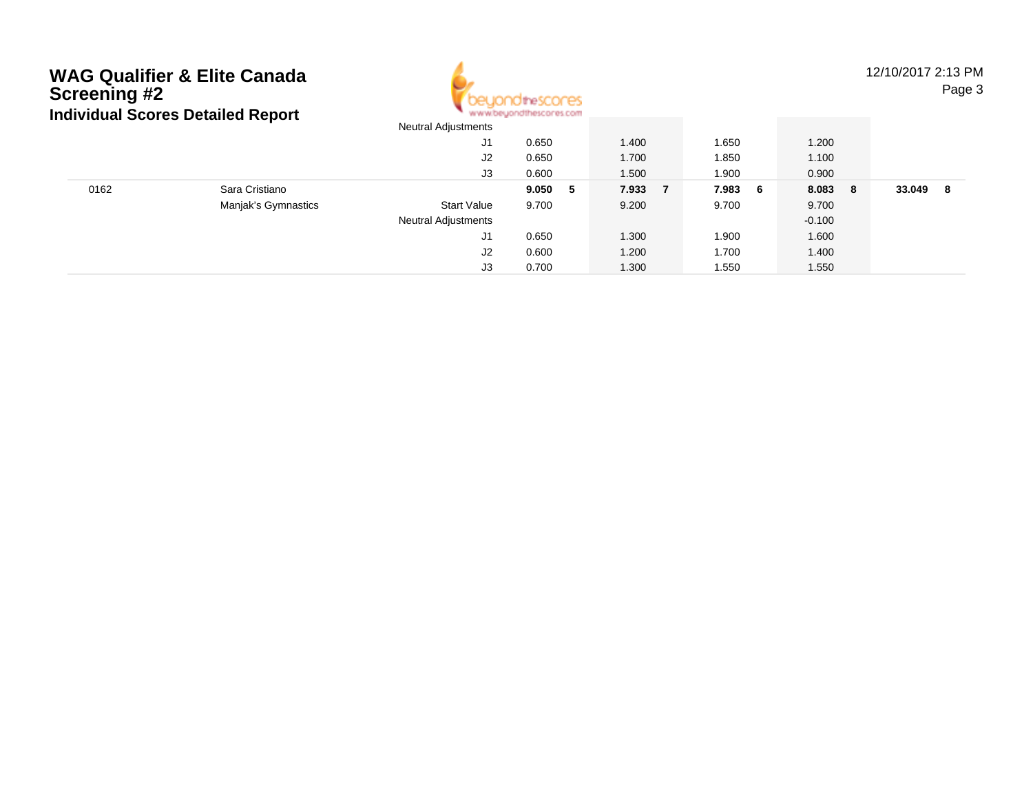# WAG Qualifier & Elite Canada Screening #2

## Individual Scores Detailed Report

| | | | | | | | | | | | | |
|---|---|---|---|---|---|---|---|---|---|---|---|---|
| | | Neutral Adjustments | | | | | | | | | | |
| | | J1 | 0.650 | | 1.400 | | 1.650 | | 1.200 | | | |
| | | J2 | 0.650 | | 1.700 | | 1.850 | | 1.100 | | | |
| | | J3 | 0.600 | | 1.500 | | 1.900 | | 0.900 | | | |
| 0162 | Sara Cristiano | | **9.050** | **5** | **7.933** | **7** | **7.983** | **6** | **8.083** | **8** | **33.049** | **8** |
| | Manjak's Gymnastics | Start Value | 9.700 | | 9.200 | | 9.700 | | 9.700 | | | |
| | | Neutral Adjustments | | | | | | | -0.100 | | | |
| | | J1 | 0.650 | | 1.300 | | 1.900 | | 1.600 | | | |
| | | J2 | 0.600 | | 1.200 | | 1.700 | | 1.400 | | | |
| | | J3 | 0.700 | | 1.300 | | 1.550 | | 1.550 | | | |